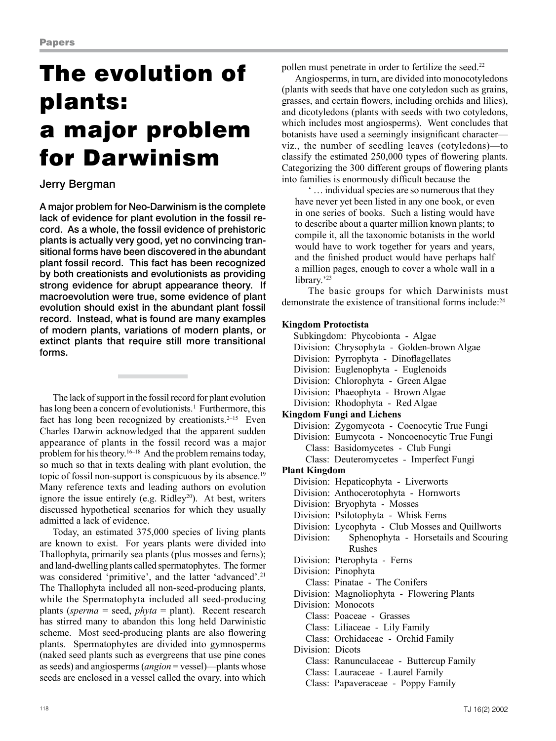# The evolution of plants: a major problem for Darwinism

Jerry Bergman

**A major problem for Neo-Darwinism is the complete lack of evidence for plant evolution in the fossil record. As a whole, the fossil evidence of prehistoric plants is actually very good, yet no convincing transitional forms have been discovered in the abundant plant fossil record. This fact has been recognized by both creationists and evolutionists as providing strong evidence for abrupt appearance theory. If macroevolution were true, some evidence of plant evolution should exist in the abundant plant fossil record. Instead, what is found are many examples of modern plants, variations of modern plants, or extinct plants that require still more transitional forms.**

The lack of support in the fossil record for plant evolution has long been a concern of evolutionists.[1] Furthermore, this fact has long been recognized by creationists.[2–15] Even Charles Darwin acknowledged that the apparent sudden appearance of plants in the fossil record was a major problem for his theory.[16–18] And the problem remains today, so much so that in texts dealing with plant evolution, the topic of fossil non-support is conspicuous by its absence.[19] Many reference texts and leading authors on evolution ignore the issue entirely (e.g. Ridley[20]). At best, writers discussed hypothetical scenarios for which they usually admitted a lack of evidence.

Today, an estimated 375,000 species of living plants are known to exist. For years plants were divided into Thallophyta, primarily sea plants (plus mosses and ferns); and land-dwelling plants called spermatophytes. The former was considered 'primitive', and the latter 'advanced'.[21] The Thallophyta included all non-seed-producing plants, while the Spermatophyta included all seed-producing plants (*sperma* = seed, *phyta* = plant). Recent research has stirred many to abandon this long held Darwinistic scheme. Most seed-producing plants are also flowering plants. Spermatophytes are divided into gymnosperms (naked seed plants such as evergreens that use pine cones as seeds) and angiosperms (*angion* = vessel)—plants whose seeds are enclosed in a vessel called the ovary, into which pollen must penetrate in order to fertilize the seed.[22]

Angiosperms, in turn, are divided into monocotyledons (plants with seeds that have one cotyledon such as grains, grasses, and certain flowers, including orchids and lilies), and dicotyledons (plants with seeds with two cotyledons, which includes most angiosperms). Went concludes that botanists have used a seemingly insignificant character—viz., the number of seedling leaves (cotyledons)—to classify the estimated 250,000 types of flowering plants. Categorizing the 300 different groups of flowering plants into families is enormously difficult because the

> '… individual species are so numerous that they have never yet been listed in any one book, or even in one series of books. Such a listing would have to describe about a quarter million known plants; to compile it, all the taxonomic botanists in the world would have to work together for years and years, and the finished product would have perhaps half a million pages, enough to cover a whole wall in a library.'[23]

The basic groups for which Darwinists must demonstrate the existence of transitional forms include:[24]

**Kingdom Protoctista**
- Subkingdom: Phycobionta - Algae
- Division: Chrysophyta - Golden-brown Algae
- Division: Pyrrophyta - Dinoflagellates
- Division: Euglenophyta - Euglenoids
- Division: Chlorophyta - Green Algae
- Division: Phaeophyta - Brown Algae
- Division: Rhodophyta - Red Algae

**Kingdom Fungi and Lichens**
- Division: Zygomycota - Coenocytic True Fungi
- Division: Eumycota - Noncoenocytic True Fungi
  - Class: Basidomycetes - Club Fungi
  - Class: Deuteromycetes - Imperfect Fungi

**Plant Kingdom**
- Division: Hepaticophyta - Liverworts
- Division: Anthocerotophyta - Hornworts
- Division: Bryophyta - Mosses
- Division: Psilotophyta - Whisk Ferns
- Division: Lycophyta - Club Mosses and Quillworts
- Division: Sphenophyta - Horsetails and Scouring Rushes
- Division: Pterophyta - Ferns
- Division: Pinophyta
  - Class: Pinatae - The Conifers
- Division: Magnoliophyta - Flowering Plants
- Division: Monocots
  - Class: Poaceae - Grasses
  - Class: Liliaceae - Lily Family
  - Class: Orchidaceae - Orchid Family
- Division: Dicots
  - Class: Ranunculaceae - Buttercup Family
  - Class: Lauraceae - Laurel Family
  - Class: Papaveraceae - Poppy Family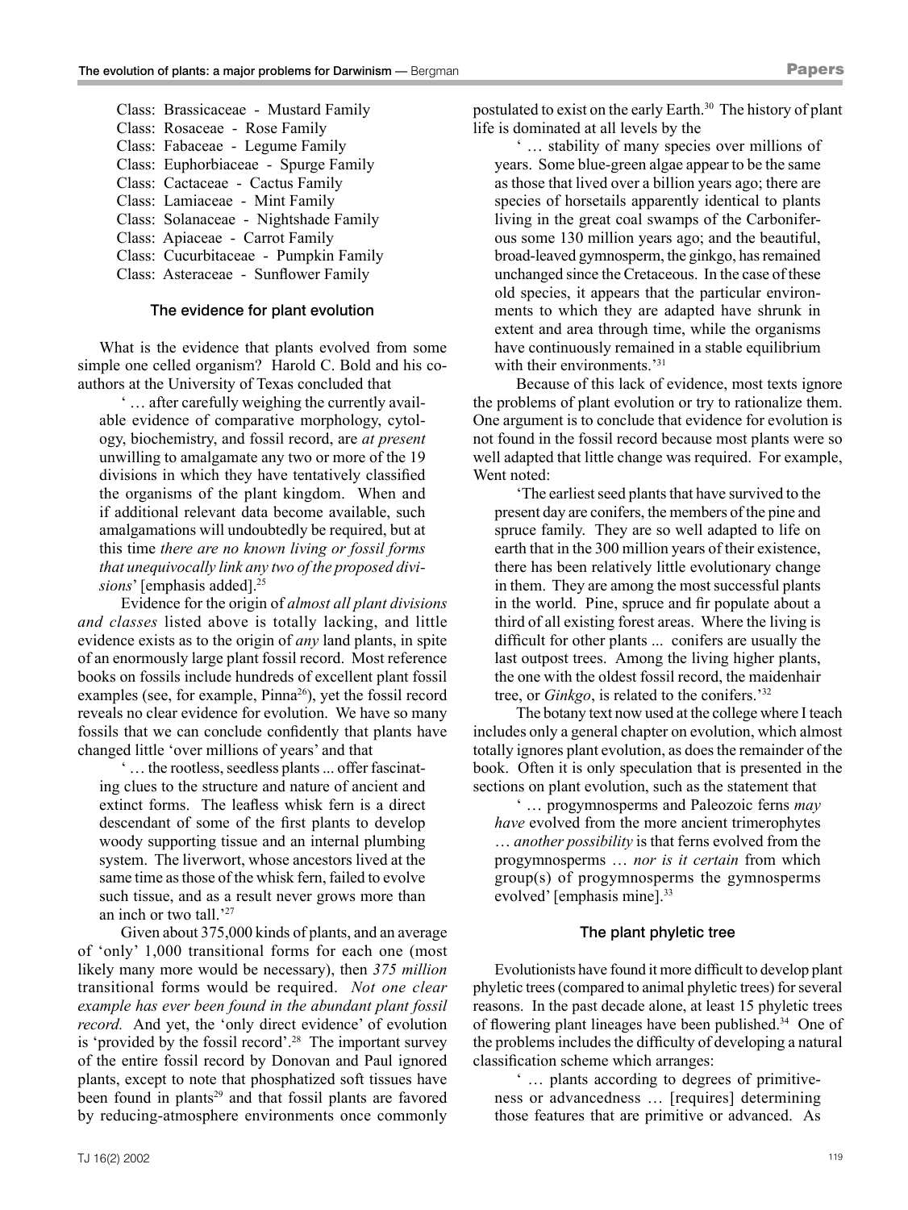Class: Brassicaceae - Mustard Family
Class: Rosaceae - Rose Family
Class: Fabaceae - Legume Family
Class: Euphorbiaceae - Spurge Family
Class: Cactaceae - Cactus Family
Class: Lamiaceae - Mint Family
Class: Solanaceae - Nightshade Family
Class: Apiaceae - Carrot Family
Class: Cucurbitaceae - Pumpkin Family
Class: Asteraceae - Sunflower Family

## The evidence for plant evolution

What is the evidence that plants evolved from some simple one celled organism? Harold C. Bold and his co-authors at the University of Texas concluded that

> ' … after carefully weighing the currently available evidence of comparative morphology, cytology, biochemistry, and fossil record, are *at present* unwilling to amalgamate any two or more of the 19 divisions in which they have tentatively classified the organisms of the plant kingdom. When and if additional relevant data become available, such amalgamations will undoubtedly be required, but at this time *there are no known living or fossil forms that unequivocally link any two of the proposed divisions*' [emphasis added].[25]

Evidence for the origin of *almost all plant divisions and classes* listed above is totally lacking, and little evidence exists as to the origin of *any* land plants, in spite of an enormously large plant fossil record. Most reference books on fossils include hundreds of excellent plant fossil examples (see, for example, Pinna[26]), yet the fossil record reveals no clear evidence for evolution. We have so many fossils that we can conclude confidently that plants have changed little 'over millions of years' and that

> ' … the rootless, seedless plants ... offer fascinating clues to the structure and nature of ancient and extinct forms. The leafless whisk fern is a direct descendant of some of the first plants to develop woody supporting tissue and an internal plumbing system. The liverwort, whose ancestors lived at the same time as those of the whisk fern, failed to evolve such tissue, and as a result never grows more than an inch or two tall.'[27]

Given about 375,000 kinds of plants, and an average of 'only' 1,000 transitional forms for each one (most likely many more would be necessary), then *375 million* transitional forms would be required. *Not one clear example has ever been found in the abundant plant fossil record.* And yet, the 'only direct evidence' of evolution is 'provided by the fossil record'.[28] The important survey of the entire fossil record by Donovan and Paul ignored plants, except to note that phosphatized soft tissues have been found in plants[29] and that fossil plants are favored by reducing-atmosphere environments once commonly postulated to exist on the early Earth.[30] The history of plant life is dominated at all levels by the

> ' … stability of many species over millions of years. Some blue-green algae appear to be the same as those that lived over a billion years ago; there are species of horsetails apparently identical to plants living in the great coal swamps of the Carboniferous some 130 million years ago; and the beautiful, broad-leaved gymnosperm, the ginkgo, has remained unchanged since the Cretaceous. In the case of these old species, it appears that the particular environments to which they are adapted have shrunk in extent and area through time, while the organisms have continuously remained in a stable equilibrium with their environments.'[31]

Because of this lack of evidence, most texts ignore the problems of plant evolution or try to rationalize them. One argument is to conclude that evidence for evolution is not found in the fossil record because most plants were so well adapted that little change was required. For example, Went noted:

> 'The earliest seed plants that have survived to the present day are conifers, the members of the pine and spruce family. They are so well adapted to life on earth that in the 300 million years of their existence, there has been relatively little evolutionary change in them. They are among the most successful plants in the world. Pine, spruce and fir populate about a third of all existing forest areas. Where the living is difficult for other plants ... conifers are usually the last outpost trees. Among the living higher plants, the one with the oldest fossil record, the maidenhair tree, or *Ginkgo*, is related to the conifers.'[32]

The botany text now used at the college where I teach includes only a general chapter on evolution, which almost totally ignores plant evolution, as does the remainder of the book. Often it is only speculation that is presented in the sections on plant evolution, such as the statement that

> ' … progymnosperms and Paleozoic ferns *may have* evolved from the more ancient trimerophytes … *another possibility* is that ferns evolved from the progymnosperms … *nor is it certain* from which group(s) of progymnosperms the gymnosperms evolved' [emphasis mine].[33]

## The plant phyletic tree

Evolutionists have found it more difficult to develop plant phyletic trees (compared to animal phyletic trees) for several reasons. In the past decade alone, at least 15 phyletic trees of flowering plant lineages have been published.[34] One of the problems includes the difficulty of developing a natural classification scheme which arranges:

> ' … plants according to degrees of primitiveness or advancedness … [requires] determining those features that are primitive or advanced. As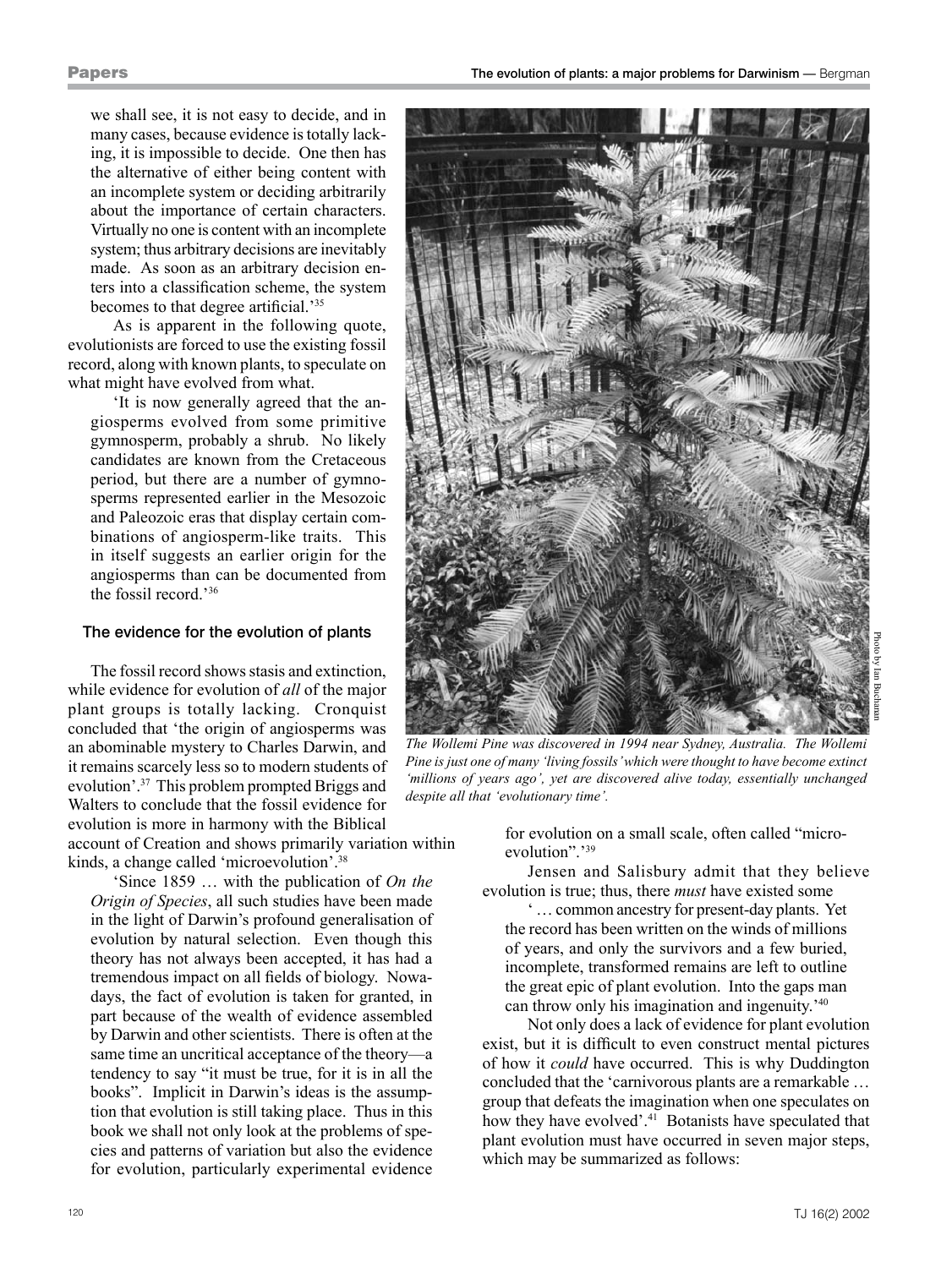we shall see, it is not easy to decide, and in many cases, because evidence is totally lacking, it is impossible to decide. One then has the alternative of either being content with an incomplete system or deciding arbitrarily about the importance of certain characters. Virtually no one is content with an incomplete system; thus arbitrary decisions are inevitably made. As soon as an arbitrary decision enters into a classification scheme, the system becomes to that degree artificial.'[35]

As is apparent in the following quote, evolutionists are forced to use the existing fossil record, along with known plants, to speculate on what might have evolved from what.

> 'It is now generally agreed that the angiosperms evolved from some primitive gymnosperm, probably a shrub. No likely candidates are known from the Cretaceous period, but there are a number of gymnosperms represented earlier in the Mesozoic and Paleozoic eras that display certain combinations of angiosperm-like traits. This in itself suggests an earlier origin for the angiosperms than can be documented from the fossil record.'[36]

### The evidence for the evolution of plants

The fossil record shows stasis and extinction, while evidence for evolution of *all* of the major plant groups is totally lacking. Cronquist concluded that 'the origin of angiosperms was an abominable mystery to Charles Darwin, and it remains scarcely less so to modern students of evolution'.[37] This problem prompted Briggs and Walters to conclude that the fossil evidence for evolution is more in harmony with the Biblical account of Creation and shows primarily variation within kinds, a change called 'microevolution'.[38]

> 'Since 1859 … with the publication of *On the Origin of Species*, all such studies have been made in the light of Darwin's profound generalisation of evolution by natural selection. Even though this theory has not always been accepted, it has had a tremendous impact on all fields of biology. Nowadays, the fact of evolution is taken for granted, in part because of the wealth of evidence assembled by Darwin and other scientists. There is often at the same time an uncritical acceptance of the theory—a tendency to say "it must be true, for it is in all the books". Implicit in Darwin's ideas is the assumption that evolution is still taking place. Thus in this book we shall not only look at the problems of species and patterns of variation but also the evidence for evolution, particularly experimental evidence for evolution on a small scale, often called "microevolution".'[39]

*The Wollemi Pine was discovered in 1994 near Sydney, Australia. The Wollemi Pine is just one of many 'living fossils' which were thought to have become extinct 'millions of years ago', yet are discovered alive today, essentially unchanged despite all that 'evolutionary time'.*

Photo by Ian Buchanan

Jensen and Salisbury admit that they believe evolution is true; thus, there *must* have existed some

> ' … common ancestry for present-day plants. Yet the record has been written on the winds of millions of years, and only the survivors and a few buried, incomplete, transformed remains are left to outline the great epic of plant evolution. Into the gaps man can throw only his imagination and ingenuity.'[40]

Not only does a lack of evidence for plant evolution exist, but it is difficult to even construct mental pictures of how it *could* have occurred. This is why Duddington concluded that the 'carnivorous plants are a remarkable … group that defeats the imagination when one speculates on how they have evolved'.[41] Botanists have speculated that plant evolution must have occurred in seven major steps, which may be summarized as follows: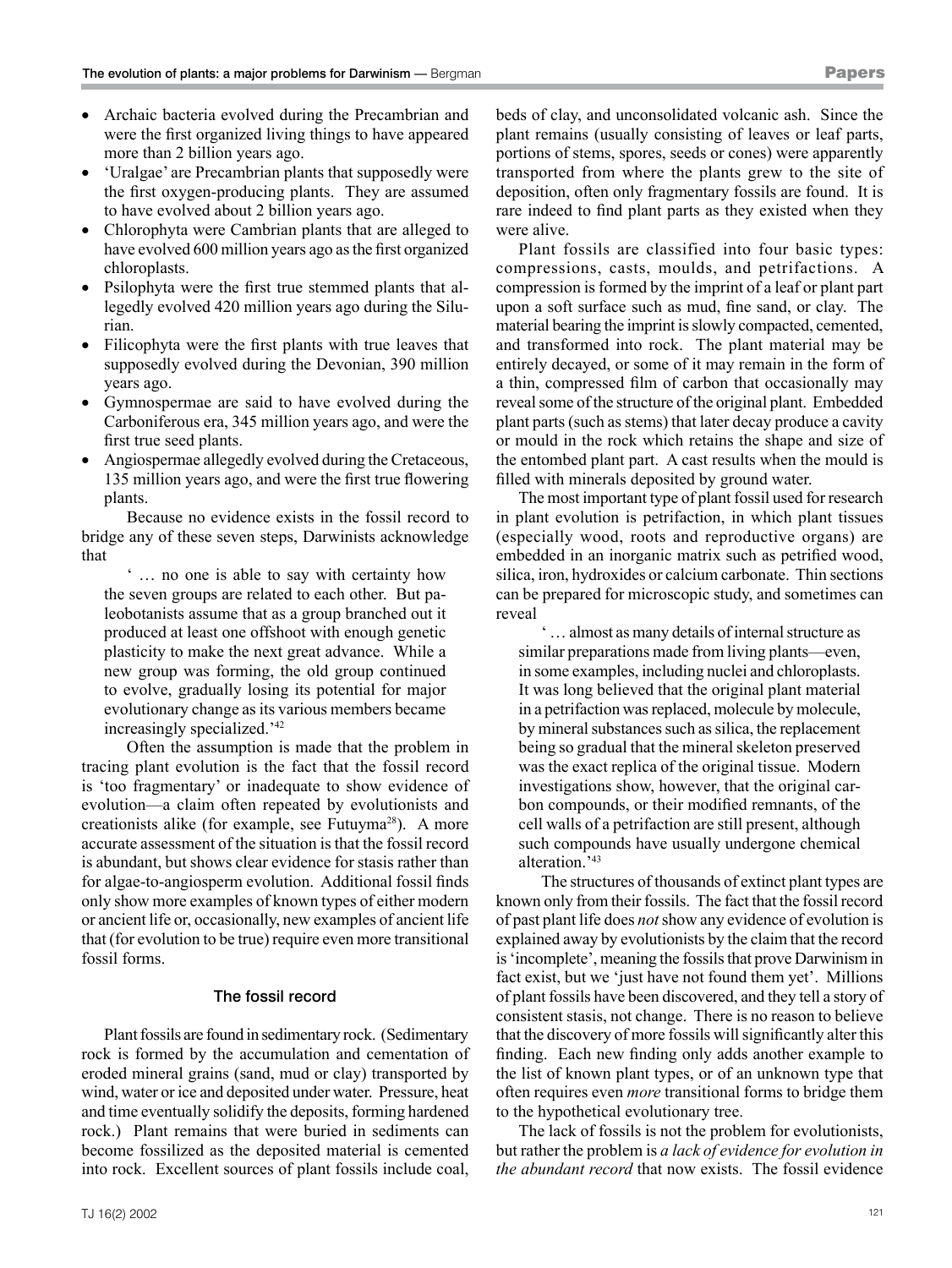- Archaic bacteria evolved during the Precambrian and were the first organized living things to have appeared more than 2 billion years ago.
- 'Uralgae' are Precambrian plants that supposedly were the first oxygen-producing plants. They are assumed to have evolved about 2 billion years ago.
- Chlorophyta were Cambrian plants that are alleged to have evolved 600 million years ago as the first organized chloroplasts.
- Psilophyta were the first true stemmed plants that allegedly evolved 420 million years ago during the Silurian.
- Filicophyta were the first plants with true leaves that supposedly evolved during the Devonian, 390 million years ago.
- Gymnospermae are said to have evolved during the Carboniferous era, 345 million years ago, and were the first true seed plants.
- Angiospermae allegedly evolved during the Cretaceous, 135 million years ago, and were the first true flowering plants.

Because no evidence exists in the fossil record to bridge any of these seven steps, Darwinists acknowledge that

> ' … no one is able to say with certainty how the seven groups are related to each other. But paleobotanists assume that as a group branched out it produced at least one offshoot with enough genetic plasticity to make the next great advance. While a new group was forming, the old group continued to evolve, gradually losing its potential for major evolutionary change as its various members became increasingly specialized.'[42]

Often the assumption is made that the problem in tracing plant evolution is the fact that the fossil record is 'too fragmentary' or inadequate to show evidence of evolution—a claim often repeated by evolutionists and creationists alike (for example, see Futuyma[28]). A more accurate assessment of the situation is that the fossil record is abundant, but shows clear evidence for stasis rather than for algae-to-angiosperm evolution. Additional fossil finds only show more examples of known types of either modern or ancient life or, occasionally, new examples of ancient life that (for evolution to be true) require even more transitional fossil forms.

### The fossil record

Plant fossils are found in sedimentary rock. (Sedimentary rock is formed by the accumulation and cementation of eroded mineral grains (sand, mud or clay) transported by wind, water or ice and deposited under water. Pressure, heat and time eventually solidify the deposits, forming hardened rock.) Plant remains that were buried in sediments can become fossilized as the deposited material is cemented into rock. Excellent sources of plant fossils include coal, beds of clay, and unconsolidated volcanic ash. Since the plant remains (usually consisting of leaves or leaf parts, portions of stems, spores, seeds or cones) were apparently transported from where the plants grew to the site of deposition, often only fragmentary fossils are found. It is rare indeed to find plant parts as they existed when they were alive.

Plant fossils are classified into four basic types: compressions, casts, moulds, and petrifactions. A compression is formed by the imprint of a leaf or plant part upon a soft surface such as mud, fine sand, or clay. The material bearing the imprint is slowly compacted, cemented, and transformed into rock. The plant material may be entirely decayed, or some of it may remain in the form of a thin, compressed film of carbon that occasionally may reveal some of the structure of the original plant. Embedded plant parts (such as stems) that later decay produce a cavity or mould in the rock which retains the shape and size of the entombed plant part. A cast results when the mould is filled with minerals deposited by ground water.

The most important type of plant fossil used for research in plant evolution is petrifaction, in which plant tissues (especially wood, roots and reproductive organs) are embedded in an inorganic matrix such as petrified wood, silica, iron, hydroxides or calcium carbonate. Thin sections can be prepared for microscopic study, and sometimes can reveal

> ' … almost as many details of internal structure as similar preparations made from living plants—even, in some examples, including nuclei and chloroplasts. It was long believed that the original plant material in a petrifaction was replaced, molecule by molecule, by mineral substances such as silica, the replacement being so gradual that the mineral skeleton preserved was the exact replica of the original tissue. Modern investigations show, however, that the original carbon compounds, or their modified remnants, of the cell walls of a petrifaction are still present, although such compounds have usually undergone chemical alteration.'[43]

The structures of thousands of extinct plant types are known only from their fossils. The fact that the fossil record of past plant life does *not* show any evidence of evolution is explained away by evolutionists by the claim that the record is 'incomplete', meaning the fossils that prove Darwinism in fact exist, but we 'just have not found them yet'. Millions of plant fossils have been discovered, and they tell a story of consistent stasis, not change. There is no reason to believe that the discovery of more fossils will significantly alter this finding. Each new finding only adds another example to the list of known plant types, or of an unknown type that often requires even *more* transitional forms to bridge them to the hypothetical evolutionary tree.

The lack of fossils is not the problem for evolutionists, but rather the problem is *a lack of evidence for evolution in the abundant record* that now exists. The fossil evidence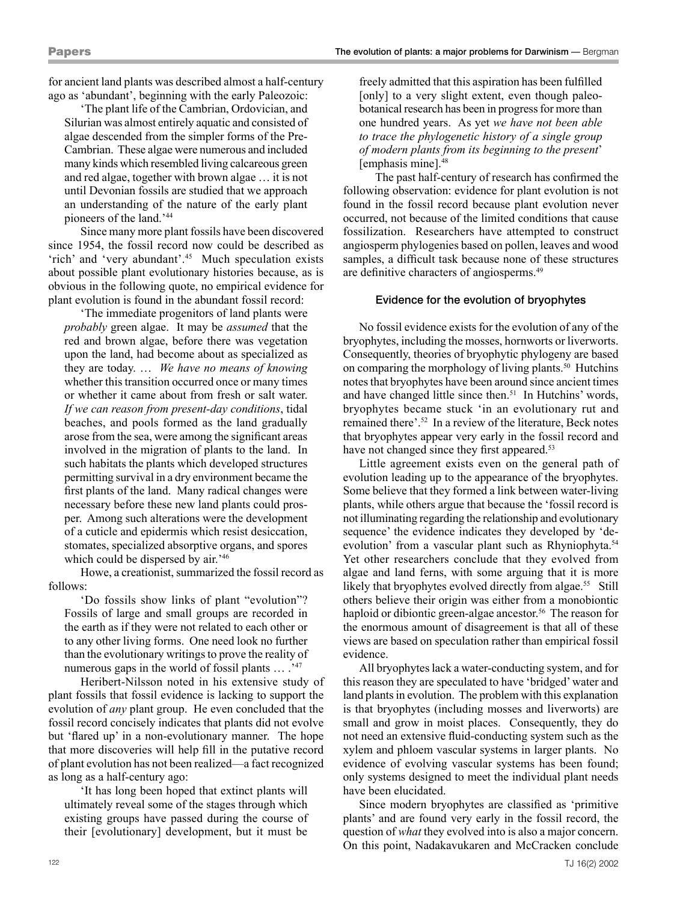for ancient land plants was described almost a half-century ago as 'abundant', beginning with the early Paleozoic:

> 'The plant life of the Cambrian, Ordovician, and Silurian was almost entirely aquatic and consisted of algae descended from the simpler forms of the Pre-Cambrian. These algae were numerous and included many kinds which resembled living calcareous green and red algae, together with brown algae … it is not until Devonian fossils are studied that we approach an understanding of the nature of the early plant pioneers of the land.'[44]

Since many more plant fossils have been discovered since 1954, the fossil record now could be described as 'rich' and 'very abundant'.[45] Much speculation exists about possible plant evolutionary histories because, as is obvious in the following quote, no empirical evidence for plant evolution is found in the abundant fossil record:

> 'The immediate progenitors of land plants were *probably* green algae. It may be *assumed* that the red and brown algae, before there was vegetation upon the land, had become about as specialized as they are today. … *We have no means of knowing* whether this transition occurred once or many times or whether it came about from fresh or salt water. *If we can reason from present-day conditions*, tidal beaches, and pools formed as the land gradually arose from the sea, were among the significant areas involved in the migration of plants to the land. In such habitats the plants which developed structures permitting survival in a dry environment became the first plants of the land. Many radical changes were necessary before these new land plants could prosper. Among such alterations were the development of a cuticle and epidermis which resist desiccation, stomates, specialized absorptive organs, and spores which could be dispersed by air.'[46]

Howe, a creationist, summarized the fossil record as follows:

> 'Do fossils show links of plant "evolution"? Fossils of large and small groups are recorded in the earth as if they were not related to each other or to any other living forms. One need look no further than the evolutionary writings to prove the reality of numerous gaps in the world of fossil plants … .'[47]

Heribert-Nilsson noted in his extensive study of plant fossils that fossil evidence is lacking to support the evolution of *any* plant group. He even concluded that the fossil record concisely indicates that plants did not evolve but 'flared up' in a non-evolutionary manner. The hope that more discoveries will help fill in the putative record of plant evolution has not been realized—a fact recognized as long as a half-century ago:

> 'It has long been hoped that extinct plants will ultimately reveal some of the stages through which existing groups have passed during the course of their [evolutionary] development, but it must be freely admitted that this aspiration has been fulfilled [only] to a very slight extent, even though paleobotanical research has been in progress for more than one hundred years. As yet *we have not been able to trace the phylogenetic history of a single group of modern plants from its beginning to the present*' [emphasis mine].[48]

The past half-century of research has confirmed the following observation: evidence for plant evolution is not found in the fossil record because plant evolution never occurred, not because of the limited conditions that cause fossilization. Researchers have attempted to construct angiosperm phylogenies based on pollen, leaves and wood samples, a difficult task because none of these structures are definitive characters of angiosperms.[49]

### Evidence for the evolution of bryophytes

No fossil evidence exists for the evolution of any of the bryophytes, including the mosses, hornworts or liverworts. Consequently, theories of bryophytic phylogeny are based on comparing the morphology of living plants.[50] Hutchins notes that bryophytes have been around since ancient times and have changed little since then.[51] In Hutchins' words, bryophytes became stuck 'in an evolutionary rut and remained there'.[52] In a review of the literature, Beck notes that bryophytes appear very early in the fossil record and have not changed since they first appeared.[53]

Little agreement exists even on the general path of evolution leading up to the appearance of the bryophytes. Some believe that they formed a link between water-living plants, while others argue that because the 'fossil record is not illuminating regarding the relationship and evolutionary sequence' the evidence indicates they developed by 'de-evolution' from a vascular plant such as Rhyniophyta.[54] Yet other researchers conclude that they evolved from algae and land ferns, with some arguing that it is more likely that bryophytes evolved directly from algae.[55] Still others believe their origin was either from a monobiontic haploid or dibiontic green-algae ancestor.[56] The reason for the enormous amount of disagreement is that all of these views are based on speculation rather than empirical fossil evidence.

All bryophytes lack a water-conducting system, and for this reason they are speculated to have 'bridged' water and land plants in evolution. The problem with this explanation is that bryophytes (including mosses and liverworts) are small and grow in moist places. Consequently, they do not need an extensive fluid-conducting system such as the xylem and phloem vascular systems in larger plants. No evidence of evolving vascular systems has been found; only systems designed to meet the individual plant needs have been elucidated.

Since modern bryophytes are classified as 'primitive plants' and are found very early in the fossil record, the question of *what* they evolved into is also a major concern. On this point, Nadakavukaren and McCracken conclude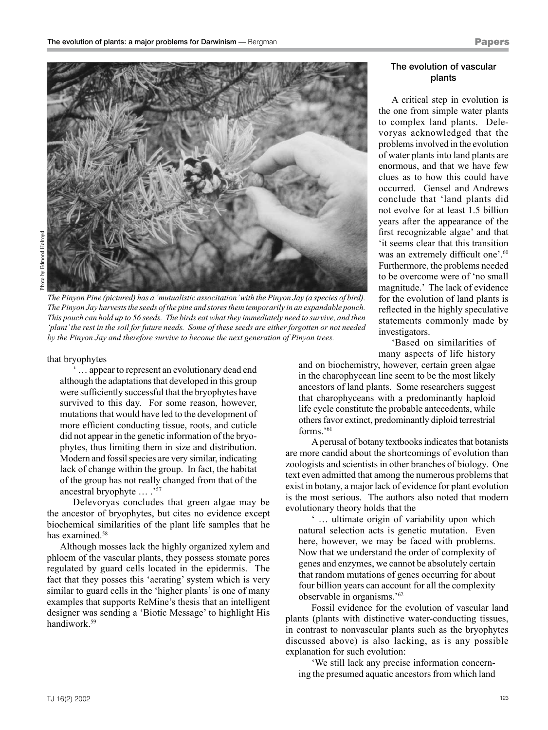*The Pinyon Pine (pictured) has a 'mutualistic association' with the Pinyon Jay (a species of bird). The Pinyon Jay harvests the seeds of the pine and stores them temporarily in an expandable pouch. This pouch can hold up to 56 seeds. The birds eat what they immediately need to survive, and then 'plant' the rest in the soil for future needs. Some of these seeds are either forgotten or not needed by the Pinyon Jay and therefore survive to become the next generation of Pinyon trees.*

Photo by Edmond Holroyd

that bryophytes

> '… appear to represent an evolutionary dead end although the adaptations that developed in this group were sufficiently successful that the bryophytes have survived to this day. For some reason, however, mutations that would have led to the development of more efficient conducting tissue, roots, and cuticle did not appear in the genetic information of the bryophytes, thus limiting them in size and distribution. Modern and fossil species are very similar, indicating lack of change within the group. In fact, the habitat of the group has not really changed from that of the ancestral bryophyte … .'[57]

Delevoryas concludes that green algae may be the ancestor of bryophytes, but cites no evidence except biochemical similarities of the plant life samples that he has examined.[58]

Although mosses lack the highly organized xylem and phloem of the vascular plants, they possess stomate pores regulated by guard cells located in the epidermis. The fact that they posses this 'aerating' system which is very similar to guard cells in the 'higher plants' is one of many examples that supports ReMine's thesis that an intelligent designer was sending a 'Biotic Message' to highlight His handiwork.[59]

### The evolution of vascular plants

A critical step in evolution is the one from simple water plants to complex land plants. Delevoryas acknowledged that the problems involved in the evolution of water plants into land plants are enormous, and that we have few clues as to how this could have occurred. Gensel and Andrews conclude that 'land plants did not evolve for at least 1.5 billion years after the appearance of the first recognizable algae' and that 'it seems clear that this transition was an extremely difficult one'.[60] Furthermore, the problems needed to be overcome were of 'no small magnitude.' The lack of evidence for the evolution of land plants is reflected in the highly speculative statements commonly made by investigators.

> 'Based on similarities of many aspects of life history and on biochemistry, however, certain green algae in the charophycean line seem to be the most likely ancestors of land plants. Some researchers suggest that charophyceans with a predominantly haploid life cycle constitute the probable antecedents, while others favor extinct, predominantly diploid terrestrial forms.'[61]

A perusal of botany textbooks indicates that botanists are more candid about the shortcomings of evolution than zoologists and scientists in other branches of biology. One text even admitted that among the numerous problems that exist in botany, a major lack of evidence for plant evolution is the most serious. The authors also noted that modern evolutionary theory holds that the

> '… ultimate origin of variability upon which natural selection acts is genetic mutation. Even here, however, we may be faced with problems. Now that we understand the order of complexity of genes and enzymes, we cannot be absolutely certain that random mutations of genes occurring for about four billion years can account for all the complexity observable in organisms.'[62]

Fossil evidence for the evolution of vascular land plants (plants with distinctive water-conducting tissues, in contrast to nonvascular plants such as the bryophytes discussed above) is also lacking, as is any possible explanation for such evolution:

> 'We still lack any precise information concerning the presumed aquatic ancestors from which land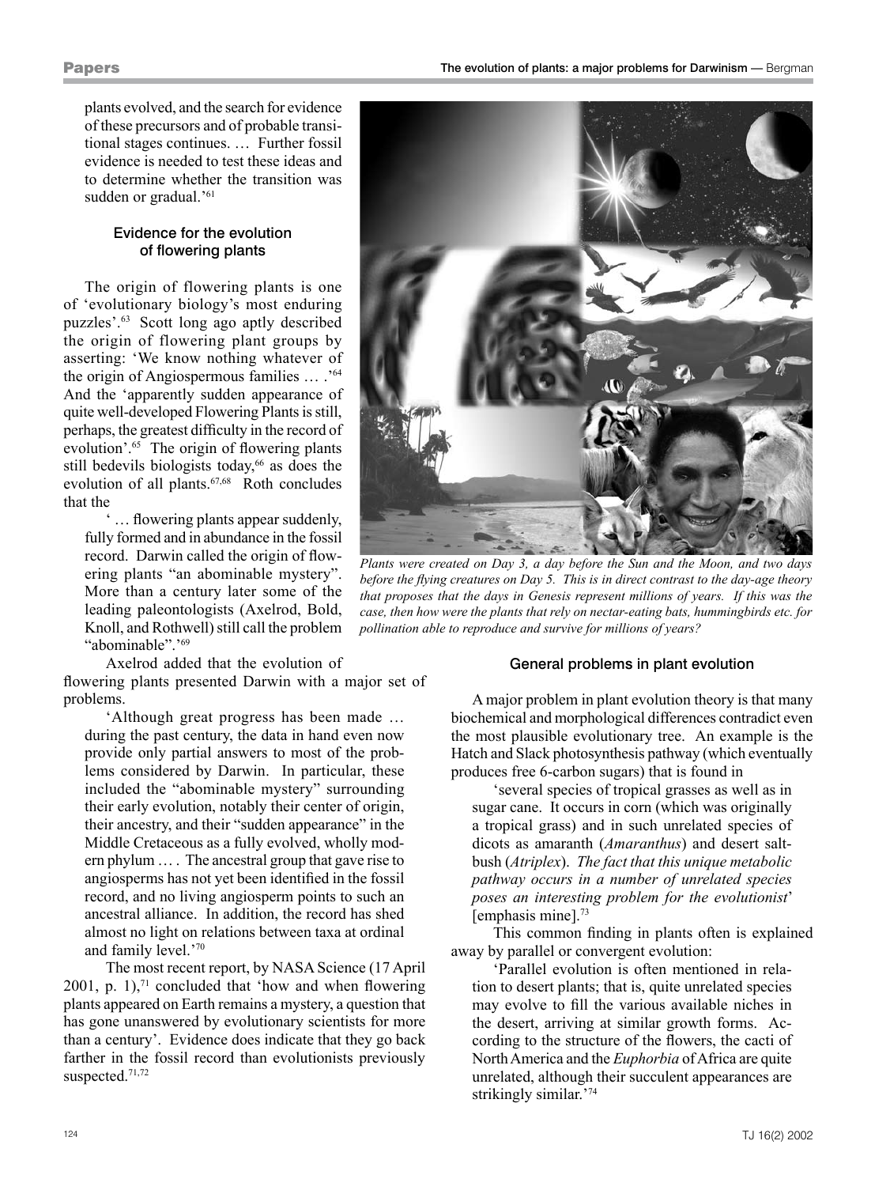plants evolved, and the search for evidence of these precursors and of probable transitional stages continues. … Further fossil evidence is needed to test these ideas and to determine whether the transition was sudden or gradual.'[61]

### Evidence for the evolution of flowering plants

The origin of flowering plants is one of 'evolutionary biology's most enduring puzzles'.[63] Scott long ago aptly described the origin of flowering plant groups by asserting: 'We know nothing whatever of the origin of Angiospermous families … .'[64] And the 'apparently sudden appearance of quite well-developed Flowering Plants is still, perhaps, the greatest difficulty in the record of evolution'.[65] The origin of flowering plants still bedevils biologists today,[66] as does the evolution of all plants.[67,68] Roth concludes that the

> ' … flowering plants appear suddenly, fully formed and in abundance in the fossil record. Darwin called the origin of flowering plants "an abominable mystery". More than a century later some of the leading paleontologists (Axelrod, Bold, Knoll, and Rothwell) still call the problem "abominable".'[69]

Axelrod added that the evolution of flowering plants presented Darwin with a major set of problems.

> 'Although great progress has been made … during the past century, the data in hand even now provide only partial answers to most of the problems considered by Darwin. In particular, these included the "abominable mystery" surrounding their early evolution, notably their center of origin, their ancestry, and their "sudden appearance" in the Middle Cretaceous as a fully evolved, wholly modern phylum … . The ancestral group that gave rise to angiosperms has not yet been identified in the fossil record, and no living angiosperm points to such an ancestral alliance. In addition, the record has shed almost no light on relations between taxa at ordinal and family level.'[70]

The most recent report, by NASA Science (17 April 2001, p. 1),[71] concluded that 'how and when flowering plants appeared on Earth remains a mystery, a question that has gone unanswered by evolutionary scientists for more than a century'. Evidence does indicate that they go back farther in the fossil record than evolutionists previously suspected.[71,72]

*Plants were created on Day 3, a day before the Sun and the Moon, and two days before the flying creatures on Day 5. This is in direct contrast to the day-age theory that proposes that the days in Genesis represent millions of years. If this was the case, then how were the plants that rely on nectar-eating bats, hummingbirds etc. for pollination able to reproduce and survive for millions of years?*

### General problems in plant evolution

A major problem in plant evolution theory is that many biochemical and morphological differences contradict even the most plausible evolutionary tree. An example is the Hatch and Slack photosynthesis pathway (which eventually produces free 6-carbon sugars) that is found in

> 'several species of tropical grasses as well as in sugar cane. It occurs in corn (which was originally a tropical grass) and in such unrelated species of dicots as amaranth (*Amaranthus*) and desert saltbush (*Atriplex*). *The fact that this unique metabolic pathway occurs in a number of unrelated species poses an interesting problem for the evolutionist*' [emphasis mine].[73]

This common finding in plants often is explained away by parallel or convergent evolution:

> 'Parallel evolution is often mentioned in relation to desert plants; that is, quite unrelated species may evolve to fill the various available niches in the desert, arriving at similar growth forms. According to the structure of the flowers, the cacti of North America and the *Euphorbia* of Africa are quite unrelated, although their succulent appearances are strikingly similar.'[74]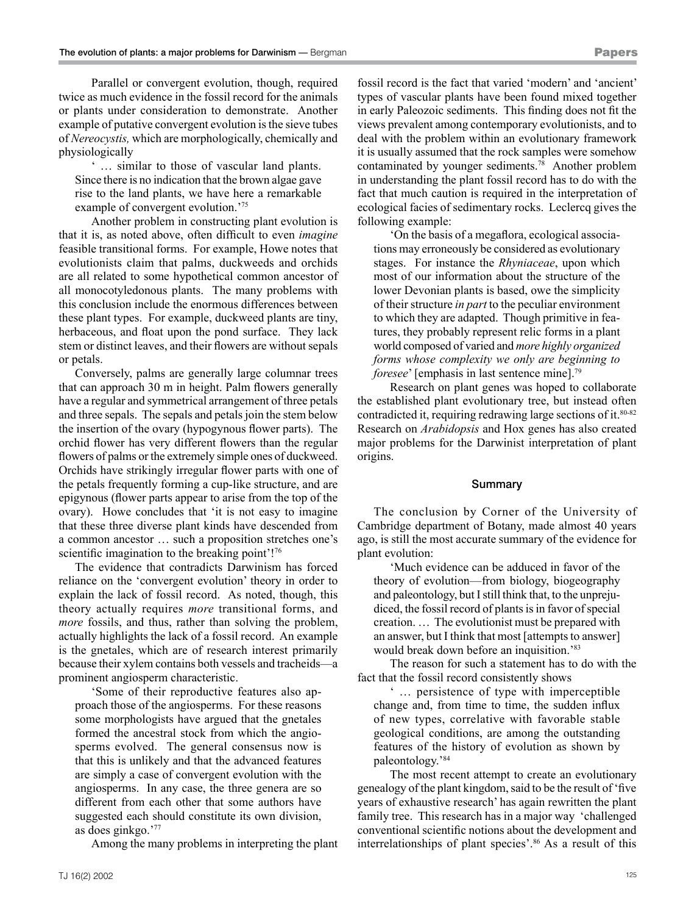Parallel or convergent evolution, though, required twice as much evidence in the fossil record for the animals or plants under consideration to demonstrate. Another example of putative convergent evolution is the sieve tubes of *Nereocystis,* which are morphologically, chemically and physiologically

> ' … similar to those of vascular land plants. Since there is no indication that the brown algae gave rise to the land plants, we have here a remarkable example of convergent evolution.'[75]

Another problem in constructing plant evolution is that it is, as noted above, often difficult to even *imagine* feasible transitional forms. For example, Howe notes that evolutionists claim that palms, duckweeds and orchids are all related to some hypothetical common ancestor of all monocotyledonous plants. The many problems with this conclusion include the enormous differences between these plant types. For example, duckweed plants are tiny, herbaceous, and float upon the pond surface. They lack stem or distinct leaves, and their flowers are without sepals or petals.

Conversely, palms are generally large columnar trees that can approach 30 m in height. Palm flowers generally have a regular and symmetrical arrangement of three petals and three sepals. The sepals and petals join the stem below the insertion of the ovary (hypogynous flower parts). The orchid flower has very different flowers than the regular flowers of palms or the extremely simple ones of duckweed. Orchids have strikingly irregular flower parts with one of the petals frequently forming a cup-like structure, and are epigynous (flower parts appear to arise from the top of the ovary). Howe concludes that 'it is not easy to imagine that these three diverse plant kinds have descended from a common ancestor … such a proposition stretches one's scientific imagination to the breaking point'![76]

The evidence that contradicts Darwinism has forced reliance on the 'convergent evolution' theory in order to explain the lack of fossil record. As noted, though, this theory actually requires *more* transitional forms, and *more* fossils, and thus, rather than solving the problem, actually highlights the lack of a fossil record. An example is the gnetales, which are of research interest primarily because their xylem contains both vessels and tracheids—a prominent angiosperm characteristic.

> 'Some of their reproductive features also approach those of the angiosperms. For these reasons some morphologists have argued that the gnetales formed the ancestral stock from which the angiosperms evolved. The general consensus now is that this is unlikely and that the advanced features are simply a case of convergent evolution with the angiosperms. In any case, the three genera are so different from each other that some authors have suggested each should constitute its own division, as does ginkgo.'[77]

Among the many problems in interpreting the plant fossil record is the fact that varied 'modern' and 'ancient' types of vascular plants have been found mixed together in early Paleozoic sediments. This finding does not fit the views prevalent among contemporary evolutionists, and to deal with the problem within an evolutionary framework it is usually assumed that the rock samples were somehow contaminated by younger sediments.[78] Another problem in understanding the plant fossil record has to do with the fact that much caution is required in the interpretation of ecological facies of sedimentary rocks. Leclercq gives the following example:

> 'On the basis of a megaflora, ecological associations may erroneously be considered as evolutionary stages. For instance the *Rhyniaceae*, upon which most of our information about the structure of the lower Devonian plants is based, owe the simplicity of their structure *in part* to the peculiar environment to which they are adapted. Though primitive in features, they probably represent relic forms in a plant world composed of varied and *more highly organized forms whose complexity we only are beginning to foresee*' [emphasis in last sentence mine].[79]

Research on plant genes was hoped to collaborate the established plant evolutionary tree, but instead often contradicted it, requiring redrawing large sections of it.[80-82] Research on *Arabidopsis* and Hox genes has also created major problems for the Darwinist interpretation of plant origins.

## Summary

The conclusion by Corner of the University of Cambridge department of Botany, made almost 40 years ago, is still the most accurate summary of the evidence for plant evolution:

> 'Much evidence can be adduced in favor of the theory of evolution—from biology, biogeography and paleontology, but I still think that, to the unprejudiced, the fossil record of plants is in favor of special creation. … The evolutionist must be prepared with an answer, but I think that most [attempts to answer] would break down before an inquisition.'[83]

The reason for such a statement has to do with the fact that the fossil record consistently shows

> ' … persistence of type with imperceptible change and, from time to time, the sudden influx of new types, correlative with favorable stable geological conditions, are among the outstanding features of the history of evolution as shown by paleontology.'[84]

The most recent attempt to create an evolutionary genealogy of the plant kingdom, said to be the result of 'five years of exhaustive research' has again rewritten the plant family tree. This research has in a major way 'challenged conventional scientific notions about the development and interrelationships of plant species'.[86] As a result of this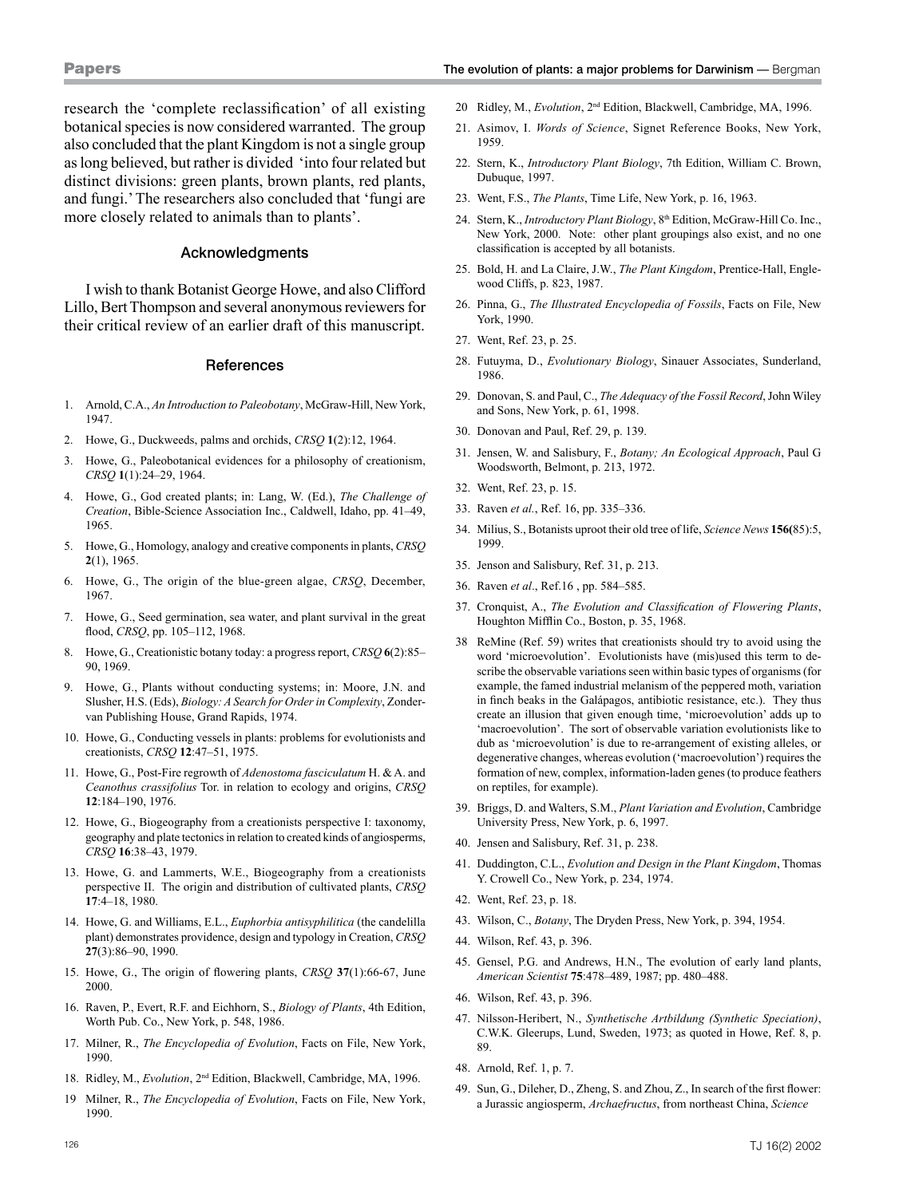research the 'complete reclassification' of all existing botanical species is now considered warranted. The group also concluded that the plant Kingdom is not a single group as long believed, but rather is divided 'into four related but distinct divisions: green plants, brown plants, red plants, and fungi.' The researchers also concluded that 'fungi are more closely related to animals than to plants'.

### Acknowledgments

I wish to thank Botanist George Howe, and also Clifford Lillo, Bert Thompson and several anonymous reviewers for their critical review of an earlier draft of this manuscript.

### References

1. Arnold, C.A., *An Introduction to Paleobotany*, McGraw-Hill, New York, 1947.
2. Howe, G., Duckweeds, palms and orchids, *CRSQ* **1**(2):12, 1964.
3. Howe, G., Paleobotanical evidences for a philosophy of creationism, *CRSQ* **1**(1):24–29, 1964.
4. Howe, G., God created plants; in: Lang, W. (Ed.), *The Challenge of Creation*, Bible-Science Association Inc., Caldwell, Idaho, pp. 41–49, 1965.
5. Howe, G., Homology, analogy and creative components in plants, *CRSQ* **2**(1), 1965.
6. Howe, G., The origin of the blue-green algae, *CRSQ*, December, 1967.
7. Howe, G., Seed germination, sea water, and plant survival in the great flood, *CRSQ*, pp. 105–112, 1968.
8. Howe, G., Creationistic botany today: a progress report, *CRSQ* **6**(2):85–90, 1969.
9. Howe, G., Plants without conducting systems; in: Moore, J.N. and Slusher, H.S. (Eds), *Biology: A Search for Order in Complexity*, Zondervan Publishing House, Grand Rapids, 1974.
10. Howe, G., Conducting vessels in plants: problems for evolutionists and creationists, *CRSQ* **12**:47–51, 1975.
11. Howe, G., Post-Fire regrowth of *Adenostoma fasciculatum* H. & A. and *Ceanothus crassifolius* Tor. in relation to ecology and origins, *CRSQ* **12**:184–190, 1976.
12. Howe, G., Biogeography from a creationists perspective I: taxonomy, geography and plate tectonics in relation to created kinds of angiosperms, *CRSQ* **16**:38–43, 1979.
13. Howe, G. and Lammerts, W.E., Biogeography from a creationists perspective II. The origin and distribution of cultivated plants, *CRSQ* **17**:4–18, 1980.
14. Howe, G. and Williams, E.L., *Euphorbia antisyphilitica* (the candelilla plant) demonstrates providence, design and typology in Creation, *CRSQ* **27**(3):86–90, 1990.
15. Howe, G., The origin of flowering plants, *CRSQ* **37**(1):66-67, June 2000.
16. Raven, P., Evert, R.F. and Eichhorn, S., *Biology of Plants*, 4th Edition, Worth Pub. Co., New York, p. 548, 1986.
17. Milner, R., *The Encyclopedia of Evolution*, Facts on File, New York, 1990.
18. Ridley, M., *Evolution*, 2nd Edition, Blackwell, Cambridge, MA, 1996.
19. Milner, R., *The Encyclopedia of Evolution*, Facts on File, New York, 1990.
20. Ridley, M., *Evolution*, 2nd Edition, Blackwell, Cambridge, MA, 1996.
21. Asimov, I. *Words of Science*, Signet Reference Books, New York, 1959.
22. Stern, K., *Introductory Plant Biology*, 7th Edition, William C. Brown, Dubuque, 1997.
23. Went, F.S., *The Plants*, Time Life, New York, p. 16, 1963.
24. Stern, K., *Introductory Plant Biology*, 8th Edition, McGraw-Hill Co. Inc., New York, 2000. Note: other plant groupings also exist, and no one classification is accepted by all botanists.
25. Bold, H. and La Claire, J.W., *The Plant Kingdom*, Prentice-Hall, Englewood Cliffs, p. 823, 1987.
26. Pinna, G., *The Illustrated Encyclopedia of Fossils*, Facts on File, New York, 1990.
27. Went, Ref. 23, p. 25.
28. Futuyma, D., *Evolutionary Biology*, Sinauer Associates, Sunderland, 1986.
29. Donovan, S. and Paul, C., *The Adequacy of the Fossil Record*, John Wiley and Sons, New York, p. 61, 1998.
30. Donovan and Paul, Ref. 29, p. 139.
31. Jensen, W. and Salisbury, F., *Botany; An Ecological Approach*, Paul G Woodsworth, Belmont, p. 213, 1972.
32. Went, Ref. 23, p. 15.
33. Raven *et al.*, Ref. 16, pp. 335–336.
34. Milius, S., Botanists uproot their old tree of life, *Science News* **156(**85):5, 1999.
35. Jenson and Salisbury, Ref. 31, p. 213.
36. Raven *et al*., Ref.16 , pp. 584–585.
37. Cronquist, A., *The Evolution and Classification of Flowering Plants*, Houghton Mifflin Co., Boston, p. 35, 1968.
38. ReMine (Ref. 59) writes that creationists should try to avoid using the word 'microevolution'. Evolutionists have (mis)used this term to describe the observable variations seen within basic types of organisms (for example, the famed industrial melanism of the peppered moth, variation in finch beaks in the Galápagos, antibiotic resistance, etc.). They thus create an illusion that given enough time, 'microevolution' adds up to 'macroevolution'. The sort of observable variation evolutionists like to dub as 'microevolution' is due to re-arrangement of existing alleles, or degenerative changes, whereas evolution ('macroevolution') requires the formation of new, complex, information-laden genes (to produce feathers on reptiles, for example).
39. Briggs, D. and Walters, S.M., *Plant Variation and Evolution*, Cambridge University Press, New York, p. 6, 1997.
40. Jensen and Salisbury, Ref. 31, p. 238.
41. Duddington, C.L., *Evolution and Design in the Plant Kingdom*, Thomas Y. Crowell Co., New York, p. 234, 1974.
42. Went, Ref. 23, p. 18.
43. Wilson, C., *Botany*, The Dryden Press, New York, p. 394, 1954.
44. Wilson, Ref. 43, p. 396.
45. Gensel, P.G. and Andrews, H.N., The evolution of early land plants, *American Scientist* **75**:478–489, 1987; pp. 480–488.
46. Wilson, Ref. 43, p. 396.
47. Nilsson-Heribert, N., *Synthetische Artbildung (Synthetic Speciation)*, C.W.K. Gleerups, Lund, Sweden, 1973; as quoted in Howe, Ref. 8, p. 89.
48. Arnold, Ref. 1, p. 7.
49. Sun, G., Dileher, D., Zheng, S. and Zhou, Z., In search of the first flower: a Jurassic angiosperm, *Archaefructus*, from northeast China, *Science*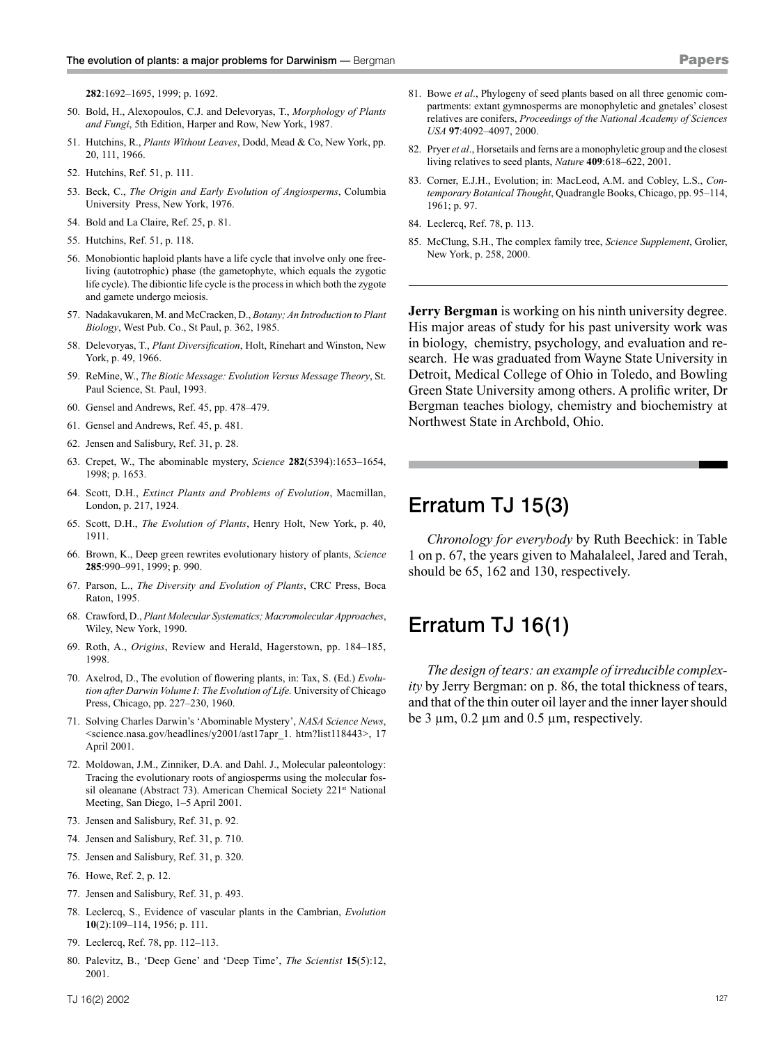**282**:1692–1695, 1999; p. 1692.

50. Bold, H., Alexopoulos, C.J. and Delevoryas, T., *Morphology of Plants and Fungi*, 5th Edition, Harper and Row, New York, 1987.
51. Hutchins, R., *Plants Without Leaves*, Dodd, Mead & Co, New York, pp. 20, 111, 1966.
52. Hutchins, Ref. 51, p. 111.
53. Beck, C., *The Origin and Early Evolution of Angiosperms*, Columbia University Press, New York, 1976.
54. Bold and La Claire, Ref. 25, p. 81.
55. Hutchins, Ref. 51, p. 118.
56. Monobiontic haploid plants have a life cycle that involve only one free-living (autotrophic) phase (the gametophyte, which equals the zygotic life cycle). The dibiontic life cycle is the process in which both the zygote and gamete undergo meiosis.
57. Nadakavukaren, M. and McCracken, D., *Botany; An Introduction to Plant Biology*, West Pub. Co., St Paul, p. 362, 1985.
58. Delevoryas, T., *Plant Diversification*, Holt, Rinehart and Winston, New York, p. 49, 1966.
59. ReMine, W., *The Biotic Message: Evolution Versus Message Theory*, St. Paul Science, St. Paul, 1993.
60. Gensel and Andrews, Ref. 45, pp. 478–479.
61. Gensel and Andrews, Ref. 45, p. 481.
62. Jensen and Salisbury, Ref. 31, p. 28.
63. Crepet, W., The abominable mystery, *Science* **282**(5394):1653–1654, 1998; p. 1653.
64. Scott, D.H., *Extinct Plants and Problems of Evolution*, Macmillan, London, p. 217, 1924.
65. Scott, D.H., *The Evolution of Plants*, Henry Holt, New York, p. 40, 1911.
66. Brown, K., Deep green rewrites evolutionary history of plants, *Science* **285**:990–991, 1999; p. 990.
67. Parson, L., *The Diversity and Evolution of Plants*, CRC Press, Boca Raton, 1995.
68. Crawford, D., *Plant Molecular Systematics; Macromolecular Approaches*, Wiley, New York, 1990.
69. Roth, A., *Origins*, Review and Herald, Hagerstown, pp. 184–185, 1998.
70. Axelrod, D., The evolution of flowering plants, in: Tax, S. (Ed.) *Evolution after Darwin Volume I: The Evolution of Life.* University of Chicago Press, Chicago, pp. 227–230, 1960.
71. Solving Charles Darwin's 'Abominable Mystery', *NASA Science News*, <science.nasa.gov/headlines/y2001/ast17apr_1. htm?list118443>, 17 April 2001.
72. Moldowan, J.M., Zinniker, D.A. and Dahl. J., Molecular paleontology: Tracing the evolutionary roots of angiosperms using the molecular fossil oleanane (Abstract 73). American Chemical Society 221st National Meeting, San Diego, 1–5 April 2001.
73. Jensen and Salisbury, Ref. 31, p. 92.
74. Jensen and Salisbury, Ref. 31, p. 710.
75. Jensen and Salisbury, Ref. 31, p. 320.
76. Howe, Ref. 2, p. 12.
77. Jensen and Salisbury, Ref. 31, p. 493.
78. Leclercq, S., Evidence of vascular plants in the Cambrian, *Evolution* **10**(2):109–114, 1956; p. 111.
79. Leclercq, Ref. 78, pp. 112–113.
80. Palevitz, B., 'Deep Gene' and 'Deep Time', *The Scientist* **15**(5):12, 2001.
81. Bowe *et al*., Phylogeny of seed plants based on all three genomic compartments: extant gymnosperms are monophyletic and gnetales' closest relatives are conifers, *Proceedings of the National Academy of Sciences USA* **97**:4092–4097, 2000.
82. Pryer *et al*., Horsetails and ferns are a monophyletic group and the closest living relatives to seed plants, *Nature* **409**:618–622, 2001.
83. Corner, E.J.H., Evolution; in: MacLeod, A.M. and Cobley, L.S., *Contemporary Botanical Thought*, Quadrangle Books, Chicago, pp. 95–114, 1961; p. 97.
84. Leclercq, Ref. 78, p. 113.
85. McClung, S.H., The complex family tree, *Science Supplement*, Grolier, New York, p. 258, 2000.

---

**Jerry Bergman** is working on his ninth university degree. His major areas of study for his past university work was in biology, chemistry, psychology, and evaluation and research. He was graduated from Wayne State University in Detroit, Medical College of Ohio in Toledo, and Bowling Green State University among others. A prolific writer, Dr Bergman teaches biology, chemistry and biochemistry at Northwest State in Archbold, Ohio.

# Erratum TJ 15(3)

*Chronology for everybody* by Ruth Beechick: in Table 1 on p. 67, the years given to Mahalaleel, Jared and Terah, should be 65, 162 and 130, respectively.

# Erratum TJ 16(1)

*The design of tears: an example of irreducible complexity* by Jerry Bergman: on p. 86, the total thickness of tears, and that of the thin outer oil layer and the inner layer should be 3 µm, 0.2 µm and 0.5 µm, respectively.